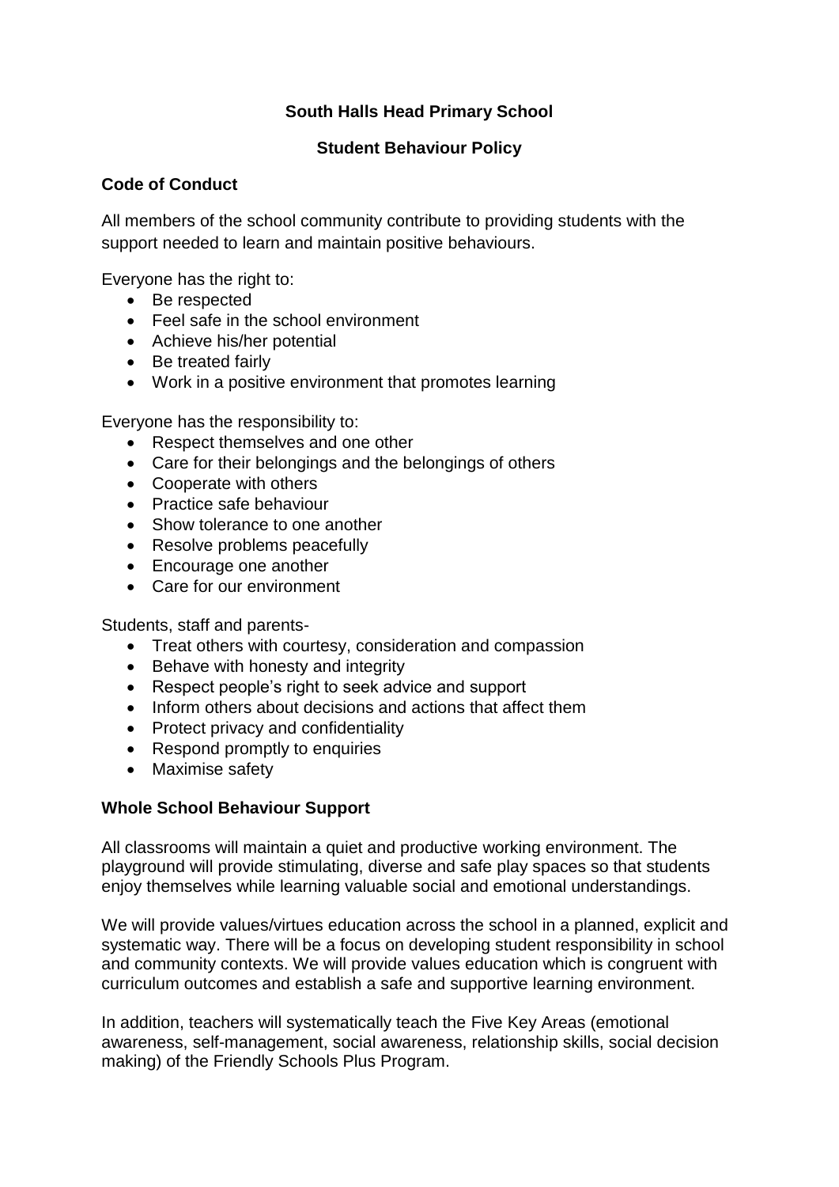# South Halls Head Primary School

## Student Behaviour Policy

### Code of Conduct

All members of the school community contribute to providing students with the support needed to learn and maintain positive behaviours.

Everyone has the right to:

- Be respected
- Feel safe in the school environment
- Achieve his/her potential
- Be treated fairly
- Work in a positive environment that promotes learning

Everyone has the responsibility to:

- Respect themselves and one other
- Care for their belongings and the belongings of others
- Cooperate with others
- Practice safe behaviour
- Show tolerance to one another
- Resolve problems peacefully
- Encourage one another
- Care for our environment

Students, staff and parents-

- Treat others with courtesy, consideration and compassion
- Behave with honesty and integrity
- Respect people's right to seek advice and support
- Inform others about decisions and actions that affect them
- Protect privacy and confidentiality
- Respond promptly to enquiries
- Maximise safety

### Whole School Behaviour Support

All classrooms will maintain a quiet and productive working environment. The playground will provide stimulating, diverse and safe play spaces so that students enjoy themselves while learning valuable social and emotional understandings.

We will provide values/virtues education across the school in a planned, explicit and systematic way. There will be a focus on developing student responsibility in school and community contexts. We will provide values education which is congruent with curriculum outcomes and establish a safe and supportive learning environment.

In addition, teachers will systematically teach the Five Key Areas (emotional awareness, self-management, social awareness, relationship skills, social decision making) of the Friendly Schools Plus Program.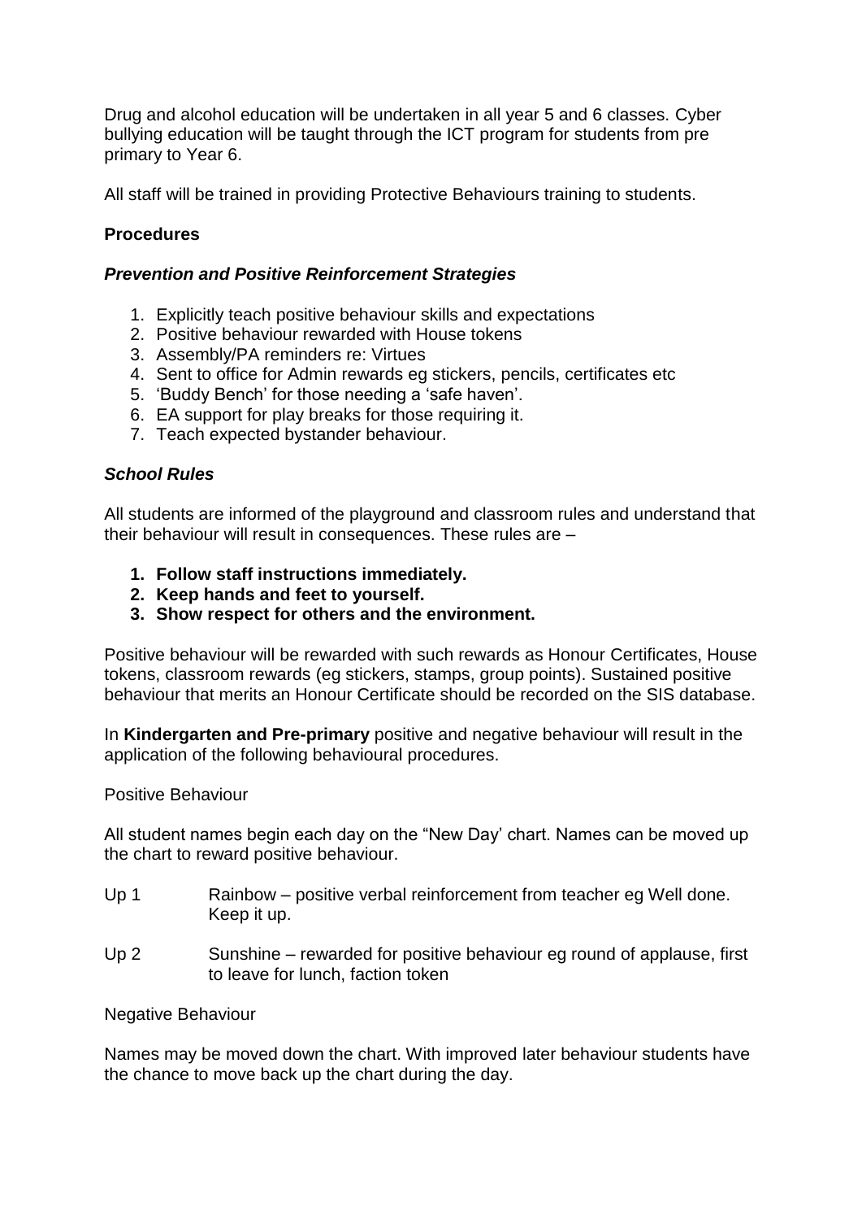Drug and alcohol education will be undertaken in all year 5 and 6 classes. Cyber bullying education will be taught through the ICT program for students from pre primary to Year 6.

All staff will be trained in providing Protective Behaviours training to students.

**Procedures**

***Prevention and Positive Reinforcement Strategies***

1. Explicitly teach positive behaviour skills and expectations
2. Positive behaviour rewarded with House tokens
3. Assembly/PA reminders re: Virtues
4. Sent to office for Admin rewards eg stickers, pencils, certificates etc
5. 'Buddy Bench' for those needing a 'safe haven'.
6. EA support for play breaks for those requiring it.
7. Teach expected bystander behaviour.

***School Rules***

All students are informed of the playground and classroom rules and understand that their behaviour will result in consequences. These rules are –

1. **Follow staff instructions immediately.**
2. **Keep hands and feet to yourself.**
3. **Show respect for others and the environment.**

Positive behaviour will be rewarded with such rewards as Honour Certificates, House tokens, classroom rewards (eg stickers, stamps, group points). Sustained positive behaviour that merits an Honour Certificate should be recorded on the SIS database.

In **Kindergarten and Pre-primary** positive and negative behaviour will result in the application of the following behavioural procedures.

Positive Behaviour

All student names begin each day on the "New Day' chart. Names can be moved up the chart to reward positive behaviour.

Up 1 Rainbow – positive verbal reinforcement from teacher eg Well done. Keep it up.

Up 2 Sunshine – rewarded for positive behaviour eg round of applause, first to leave for lunch, faction token

Negative Behaviour

Names may be moved down the chart. With improved later behaviour students have the chance to move back up the chart during the day.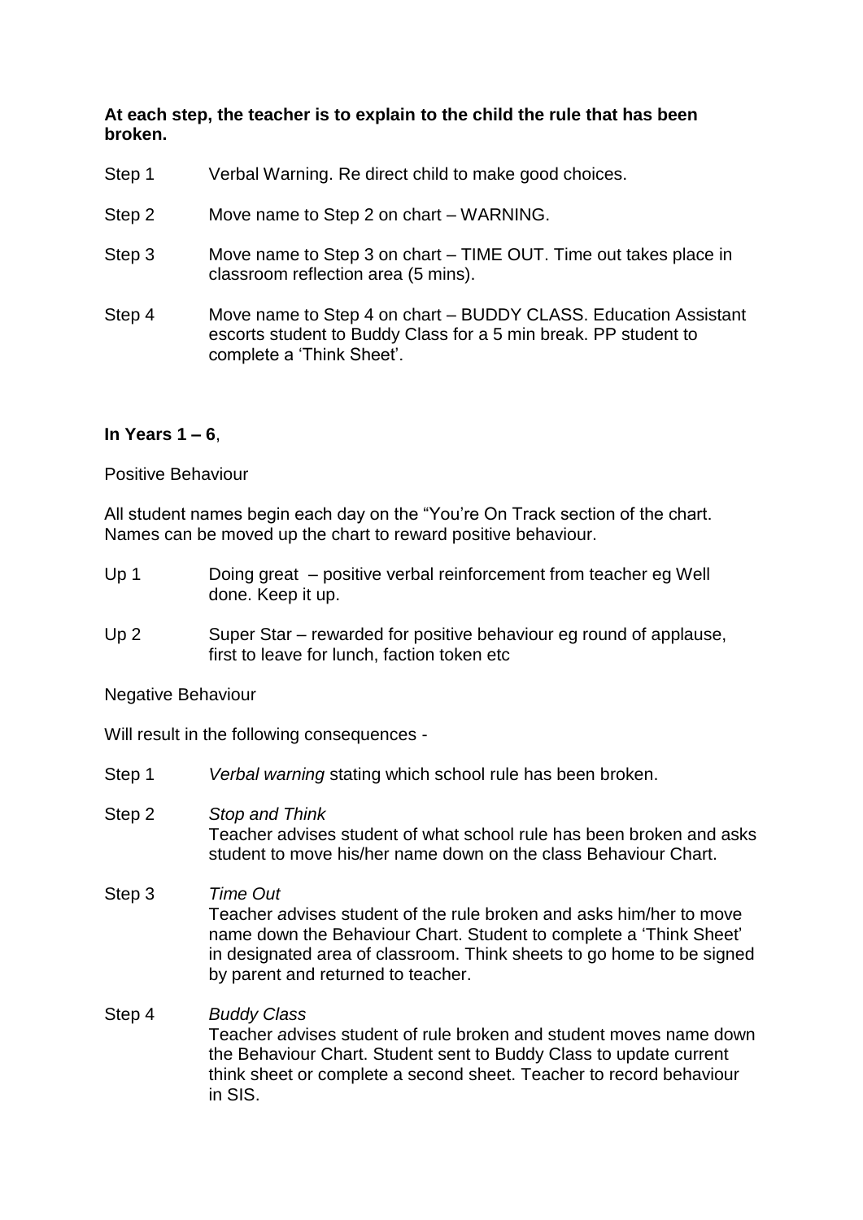**At each step, the teacher is to explain to the child the rule that has been broken.**

Step 1 Verbal Warning. Re direct child to make good choices.

Step 2 Move name to Step 2 on chart – WARNING.

Step 3 Move name to Step 3 on chart – TIME OUT. Time out takes place in classroom reflection area (5 mins).

Step 4 Move name to Step 4 on chart – BUDDY CLASS. Education Assistant escorts student to Buddy Class for a 5 min break. PP student to complete a 'Think Sheet'.

**In Years 1 – 6**,

Positive Behaviour

All student names begin each day on the "You're On Track section of the chart. Names can be moved up the chart to reward positive behaviour.

Up 1 Doing great – positive verbal reinforcement from teacher eg Well done. Keep it up.

Up 2 Super Star – rewarded for positive behaviour eg round of applause, first to leave for lunch, faction token etc

Negative Behaviour

Will result in the following consequences -

Step 1 *Verbal warning* stating which school rule has been broken.

Step 2 *Stop and Think*
Teacher advises student of what school rule has been broken and asks student to move his/her name down on the class Behaviour Chart.

Step 3 *Time Out*
Teacher advises student of the rule broken and asks him/her to move name down the Behaviour Chart. Student to complete a 'Think Sheet' in designated area of classroom. Think sheets to go home to be signed by parent and returned to teacher.

Step 4 *Buddy Class*
Teacher advises student of rule broken and student moves name down the Behaviour Chart. Student sent to Buddy Class to update current think sheet or complete a second sheet. Teacher to record behaviour in SIS.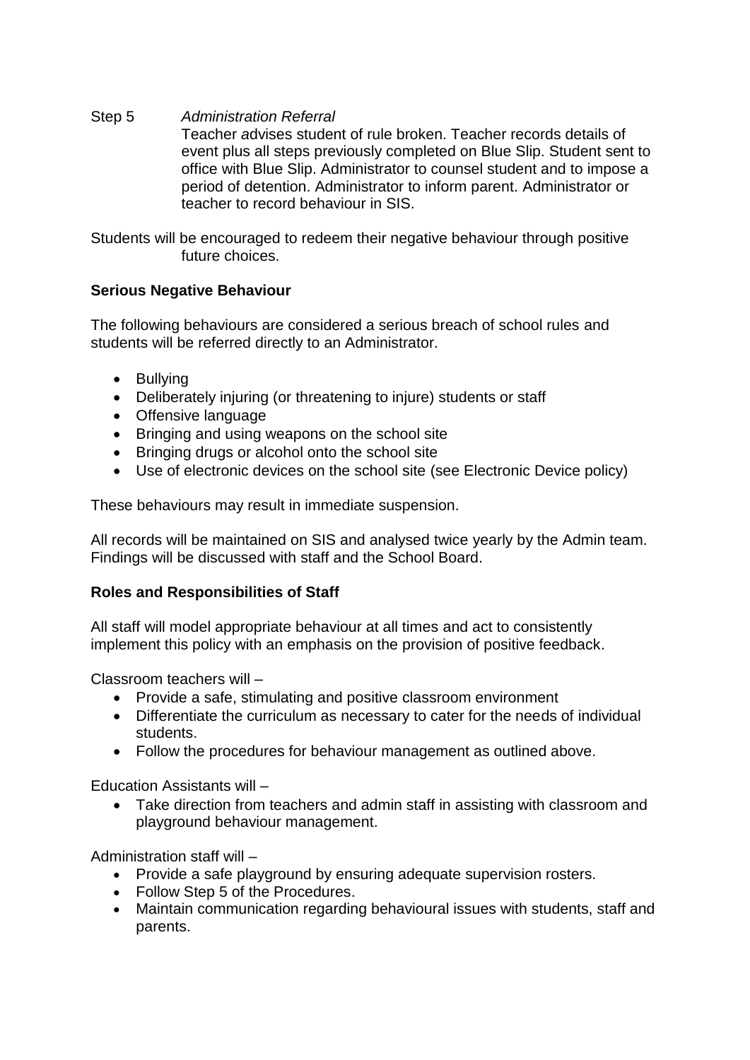Step 5 *Administration Referral*

Teacher advises student of rule broken. Teacher records details of event plus all steps previously completed on Blue Slip. Student sent to office with Blue Slip. Administrator to counsel student and to impose a period of detention. Administrator to inform parent. Administrator or teacher to record behaviour in SIS.

Students will be encouraged to redeem their negative behaviour through positive future choices.

**Serious Negative Behaviour**

The following behaviours are considered a serious breach of school rules and students will be referred directly to an Administrator.

- Bullying
- Deliberately injuring (or threatening to injure) students or staff
- Offensive language
- Bringing and using weapons on the school site
- Bringing drugs or alcohol onto the school site
- Use of electronic devices on the school site (see Electronic Device policy)

These behaviours may result in immediate suspension.

All records will be maintained on SIS and analysed twice yearly by the Admin team. Findings will be discussed with staff and the School Board.

**Roles and Responsibilities of Staff**

All staff will model appropriate behaviour at all times and act to consistently implement this policy with an emphasis on the provision of positive feedback.

Classroom teachers will –

- Provide a safe, stimulating and positive classroom environment
- Differentiate the curriculum as necessary to cater for the needs of individual students.
- Follow the procedures for behaviour management as outlined above.

Education Assistants will –

- Take direction from teachers and admin staff in assisting with classroom and playground behaviour management.

Administration staff will –

- Provide a safe playground by ensuring adequate supervision rosters.
- Follow Step 5 of the Procedures.
- Maintain communication regarding behavioural issues with students, staff and parents.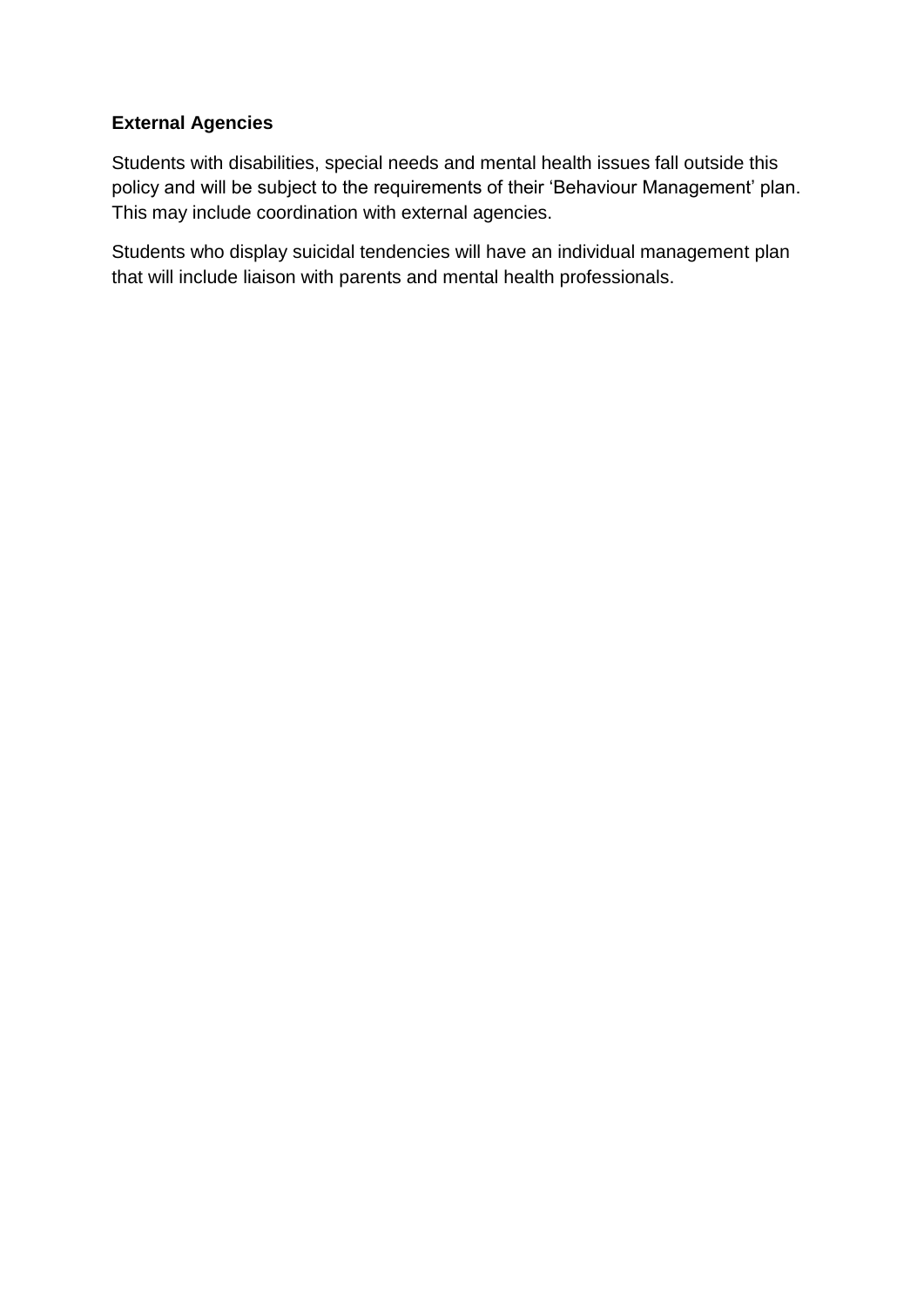**External Agencies**

Students with disabilities, special needs and mental health issues fall outside this policy and will be subject to the requirements of their 'Behaviour Management' plan. This may include coordination with external agencies.

Students who display suicidal tendencies will have an individual management plan that will include liaison with parents and mental health professionals.